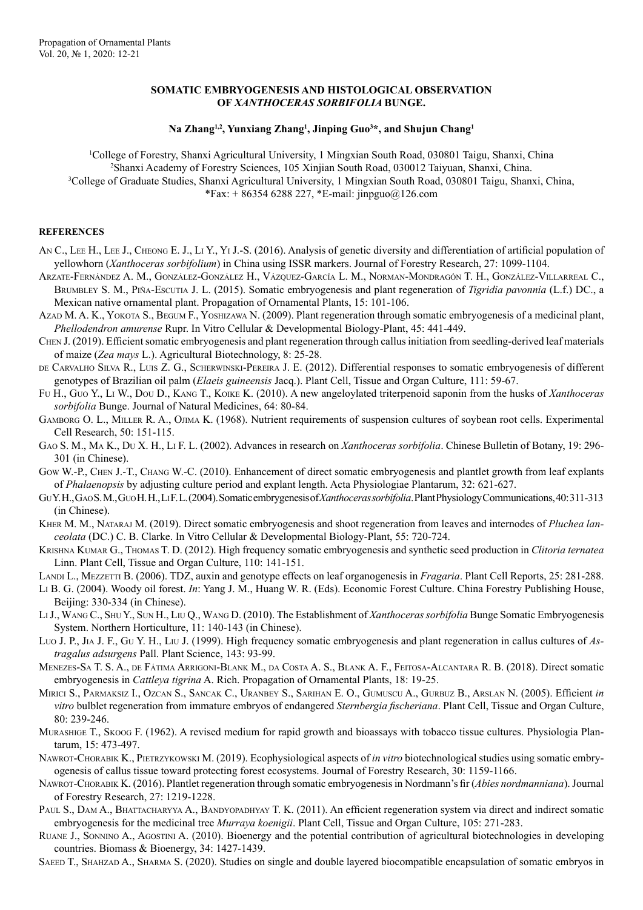# SOMATIC EMBRYOGENESIS AND HISTOLOGICAL OBSERVATION OF *XANTHOCERAS SORBIFOLIA* BUNGE.

**Na Zhang[1,2], Yunxiang Zhang[1], Jinping Guo[3]*, and Shujun Chang[1]**

[1]College of Forestry, Shanxi Agricultural University, 1 Mingxian South Road, 030801 Taigu, Shanxi, China
[2]Shanxi Academy of Forestry Sciences, 105 Xinjian South Road, 030012 Taiyuan, Shanxi, China.
[3]College of Graduate Studies, Shanxi Agricultural University, 1 Mingxian South Road, 030801 Taigu, Shanxi, China,
*Fax: + 86354 6288 227, *E-mail: jinpguo@126.com

## REFERENCES

An C., Lee H., Lee J., Cheong E. J., Li Y., Yi J.-S. (2016). Analysis of genetic diversity and differentiation of artificial population of yellowhorn (*Xanthoceras sorbifolium*) in China using ISSR markers. Journal of Forestry Research, 27: 1099-1104.

Arzate-Fernández A. M., González-González H., Vázquez-García L. M., Norman-Mondragón T. H., González-Villarreal C., Brumbley S. M., Piña-Escutia J. L. (2015). Somatic embryogenesis and plant regeneration of *Tigridia pavonnia* (L.f.) DC., a Mexican native ornamental plant. Propagation of Ornamental Plants, 15: 101-106.

Azad M. A. K., Yokota S., Begum F., Yoshizawa N. (2009). Plant regeneration through somatic embryogenesis of a medicinal plant, *Phellodendron amurense* Rupr. In Vitro Cellular & Developmental Biology-Plant, 45: 441-449.

Chen J. (2019). Efficient somatic embryogenesis and plant regeneration through callus initiation from seedling-derived leaf materials of maize (*Zea mays* L.). Agricultural Biotechnology, 8: 25-28.

de Carvalho Silva R., Luis Z. G., Scherwinski-Pereira J. E. (2012). Differential responses to somatic embryogenesis of different genotypes of Brazilian oil palm (*Elaeis guineensis* Jacq.). Plant Cell, Tissue and Organ Culture, 111: 59-67.

Fu H., Guo Y., Li W., Dou D., Kang T., Koike K. (2010). A new angeloylated triterpenoid saponin from the husks of *Xanthoceras sorbifolia* Bunge. Journal of Natural Medicines, 64: 80-84.

Gamborg O. L., Miller R. A., Ojima K. (1968). Nutrient requirements of suspension cultures of soybean root cells. Experimental Cell Research, 50: 151-115.

Gao S. M., Ma K., Du X. H., Li F. L. (2002). Advances in research on *Xanthoceras sorbifolia*. Chinese Bulletin of Botany, 19: 296-301 (in Chinese).

Gow W.-P., Chen J.-T., Chang W.-C. (2010). Enhancement of direct somatic embryogenesis and plantlet growth from leaf explants of *Phalaenopsis* by adjusting culture period and explant length. Acta Physiologiae Plantarum, 32: 621-627.

Gu Y. H., Gao S. M., Guo H. H., Li F. L. (2004). Somatic embryogenesis of *Xanthoceras sorbifolia*. Plant Physiology Communications, 40: 311-313 (in Chinese).

Kher M. M., Nataraj M. (2019). Direct somatic embryogenesis and shoot regeneration from leaves and internodes of *Pluchea lanceolata* (DC.) C. B. Clarke. In Vitro Cellular & Developmental Biology-Plant, 55: 720-724.

Krishna Kumar G., Thomas T. D. (2012). High frequency somatic embryogenesis and synthetic seed production in *Clitoria ternatea* Linn. Plant Cell, Tissue and Organ Culture, 110: 141-151.

Landi L., Mezzetti B. (2006). TDZ, auxin and genotype effects on leaf organogenesis in *Fragaria*. Plant Cell Reports, 25: 281-288.

Li B. G. (2004). Woody oil forest. *In*: Yang J. M., Huang W. R. (Eds). Economic Forest Culture. China Forestry Publishing House, Beijing: 330-334 (in Chinese).

Li J., Wang C., Shu Y., Sun H., Liu Q., Wang D. (2010). The Establishment of *Xanthoceras sorbifolia* Bunge Somatic Embryogenesis System. Northern Horticulture, 11: 140-143 (in Chinese).

Luo J. P., Jia J. F., Gu Y. H., Liu J. (1999). High frequency somatic embryogenesis and plant regeneration in callus cultures of *Astragalus adsurgens* Pall. Plant Science, 143: 93-99.

Menezes-Sa T. S. A., de Fátima Arrigoni-Blank M., da Costa A. S., Blank A. F., Feitosa-Alcantara R. B. (2018). Direct somatic embryogenesis in *Cattleya tigrina* A. Rich. Propagation of Ornamental Plants, 18: 19-25.

Mirici S., Parmaksiz I., Ozcan S., Sancak C., Uranbey S., Sarihan E. O., Gumuscu A., Gurbuz B., Arslan N. (2005). Efficient *in vitro* bulblet regeneration from immature embryos of endangered *Sternbergia fischeriana*. Plant Cell, Tissue and Organ Culture, 80: 239-246.

Murashige T., Skoog F. (1962). A revised medium for rapid growth and bioassays with tobacco tissue cultures. Physiologia Plantarum, 15: 473-497.

Nawrot-Chorabik K., Pietrzykowski M. (2019). Ecophysiological aspects of *in vitro* biotechnological studies using somatic embryogenesis of callus tissue toward protecting forest ecosystems. Journal of Forestry Research, 30: 1159-1166.

Nawrot-Chorabik K. (2016). Plantlet regeneration through somatic embryogenesis in Nordmann's fir (*Abies nordmanniana*). Journal of Forestry Research, 27: 1219-1228.

Paul S., Dam A., Bhattacharyya A., Bandyopadhyay T. K. (2011). An efficient regeneration system via direct and indirect somatic embryogenesis for the medicinal tree *Murraya koenigii*. Plant Cell, Tissue and Organ Culture, 105: 271-283.

Ruane J., Sonnino A., Agostini A. (2010). Bioenergy and the potential contribution of agricultural biotechnologies in developing countries. Biomass & Bioenergy, 34: 1427-1439.

Saeed T., Shahzad A., Sharma S. (2020). Studies on single and double layered biocompatible encapsulation of somatic embryos in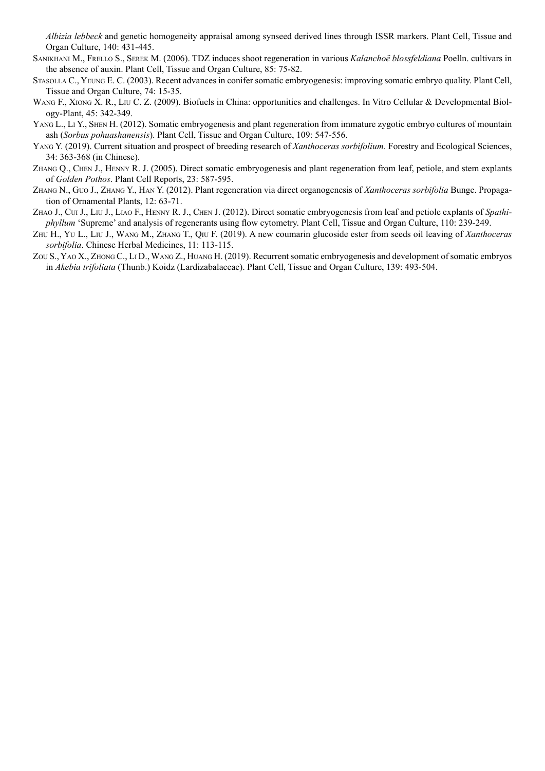*Albizia lebbeck* and genetic homogeneity appraisal among synseed derived lines through ISSR markers. Plant Cell, Tissue and Organ Culture, 140: 431-445.

Sanikhani M., Frello S., Serek M. (2006). TDZ induces shoot regeneration in various *Kalanchoë blossfeldiana* Poelln. cultivars in the absence of auxin. Plant Cell, Tissue and Organ Culture, 85: 75-82.

Stasolla C., Yeung E. C. (2003). Recent advances in conifer somatic embryogenesis: improving somatic embryo quality. Plant Cell, Tissue and Organ Culture, 74: 15-35.

Wang F., Xiong X. R., Liu C. Z. (2009). Biofuels in China: opportunities and challenges. In Vitro Cellular & Developmental Biology-Plant, 45: 342-349.

Yang L., Li Y., Shen H. (2012). Somatic embryogenesis and plant regeneration from immature zygotic embryo cultures of mountain ash (*Sorbus pohuashanensis*). Plant Cell, Tissue and Organ Culture, 109: 547-556.

Yang Y. (2019). Current situation and prospect of breeding research of *Xanthoceras sorbifolium*. Forestry and Ecological Sciences, 34: 363-368 (in Chinese).

Zhang Q., Chen J., Henny R. J. (2005). Direct somatic embryogenesis and plant regeneration from leaf, petiole, and stem explants of *Golden Pothos*. Plant Cell Reports, 23: 587-595.

Zhang N., Guo J., Zhang Y., Han Y. (2012). Plant regeneration via direct organogenesis of *Xanthoceras sorbifolia* Bunge. Propagation of Ornamental Plants, 12: 63-71.

Zhao J., Cui J., Liu J., Liao F., Henny R. J., Chen J. (2012). Direct somatic embryogenesis from leaf and petiole explants of *Spathiphyllum* 'Supreme' and analysis of regenerants using flow cytometry. Plant Cell, Tissue and Organ Culture, 110: 239-249.

Zhu H., Yu L., Liu J., Wang M., Zhang T., Qiu F. (2019). A new coumarin glucoside ester from seeds oil leaving of *Xanthoceras sorbifolia*. Chinese Herbal Medicines, 11: 113-115.

Zou S., Yao X., Zhong C., Li D., Wang Z., Huang H. (2019). Recurrent somatic embryogenesis and development of somatic embryos in *Akebia trifoliata* (Thunb.) Koidz (Lardizabalaceae). Plant Cell, Tissue and Organ Culture, 139: 493-504.